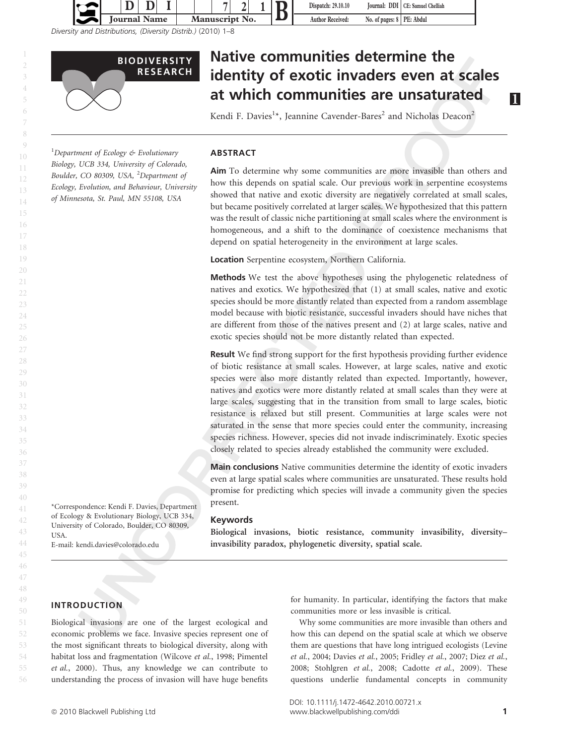BIODIVERSITY RESEARCH

# Native communities determine the identity of exotic invaders even at scales at which communities are unsaturated

Kendi F. Davies[1]*, Jeannine Cavender-Bares[2] and Nicholas Deacon[2]

[1]Department of Ecology & Evolutionary Biology, UCB 334, University of Colorado, Boulder, CO 80309, USA, [2]Department of Ecology, Evolution, and Behaviour, University of Minnesota, St. Paul, MN 55108, USA

*Correspondence: Kendi F. Davies, Department of Ecology & Evolutionary Biology, UCB 334, University of Colorado, Boulder, CO 80309, USA.
E-mail: kendi.davies@colorado.edu

## ABSTRACT

**Aim** To determine why some communities are more invasible than others and how this depends on spatial scale. Our previous work in serpentine ecosystems showed that native and exotic diversity are negatively correlated at small scales, but became positively correlated at larger scales. We hypothesized that this pattern was the result of classic niche partitioning at small scales where the environment is homogeneous, and a shift to the dominance of coexistence mechanisms that depend on spatial heterogeneity in the environment at large scales.

**Location** Serpentine ecosystem, Northern California.

**Methods** We test the above hypotheses using the phylogenetic relatedness of natives and exotics. We hypothesized that (1) at small scales, native and exotic species should be more distantly related than expected from a random assemblage model because with biotic resistance, successful invaders should have niches that are different from those of the natives present and (2) at large scales, native and exotic species should not be more distantly related than expected.

**Result** We find strong support for the first hypothesis providing further evidence of biotic resistance at small scales. However, at large scales, native and exotic species were also more distantly related than expected. Importantly, however, natives and exotics were more distantly related at small scales than they were at large scales, suggesting that in the transition from small to large scales, biotic resistance is relaxed but still present. Communities at large scales were not saturated in the sense that more species could enter the community, increasing species richness. However, species did not invade indiscriminately. Exotic species closely related to species already established the community were excluded.

**Main conclusions** Native communities determine the identity of exotic invaders even at large spatial scales where communities are unsaturated. These results hold promise for predicting which species will invade a community given the species present.

### Keywords

**Biological invasions, biotic resistance, community invasibility, diversity–invasibility paradox, phylogenetic diversity, spatial scale.**

## INTRODUCTION

Biological invasions are one of the largest ecological and economic problems we face. Invasive species represent one of the most significant threats to biological diversity, along with habitat loss and fragmentation (Wilcove *et al.*, 1998; Pimentel *et al.*, 2000). Thus, any knowledge we can contribute to understanding the process of invasion will have huge benefits for humanity. In particular, identifying the factors that make communities more or less invasible is critical.

Why some communities are more invasible than others and how this can depend on the spatial scale at which we observe them are questions that have long intrigued ecologists (Levine *et al.*, 2004; Davies *et al.*, 2005; Fridley *et al.*, 2007; Diez *et al.*, 2008; Stohlgren *et al.*, 2008; Cadotte *et al.*, 2009). These questions underlie fundamental concepts in community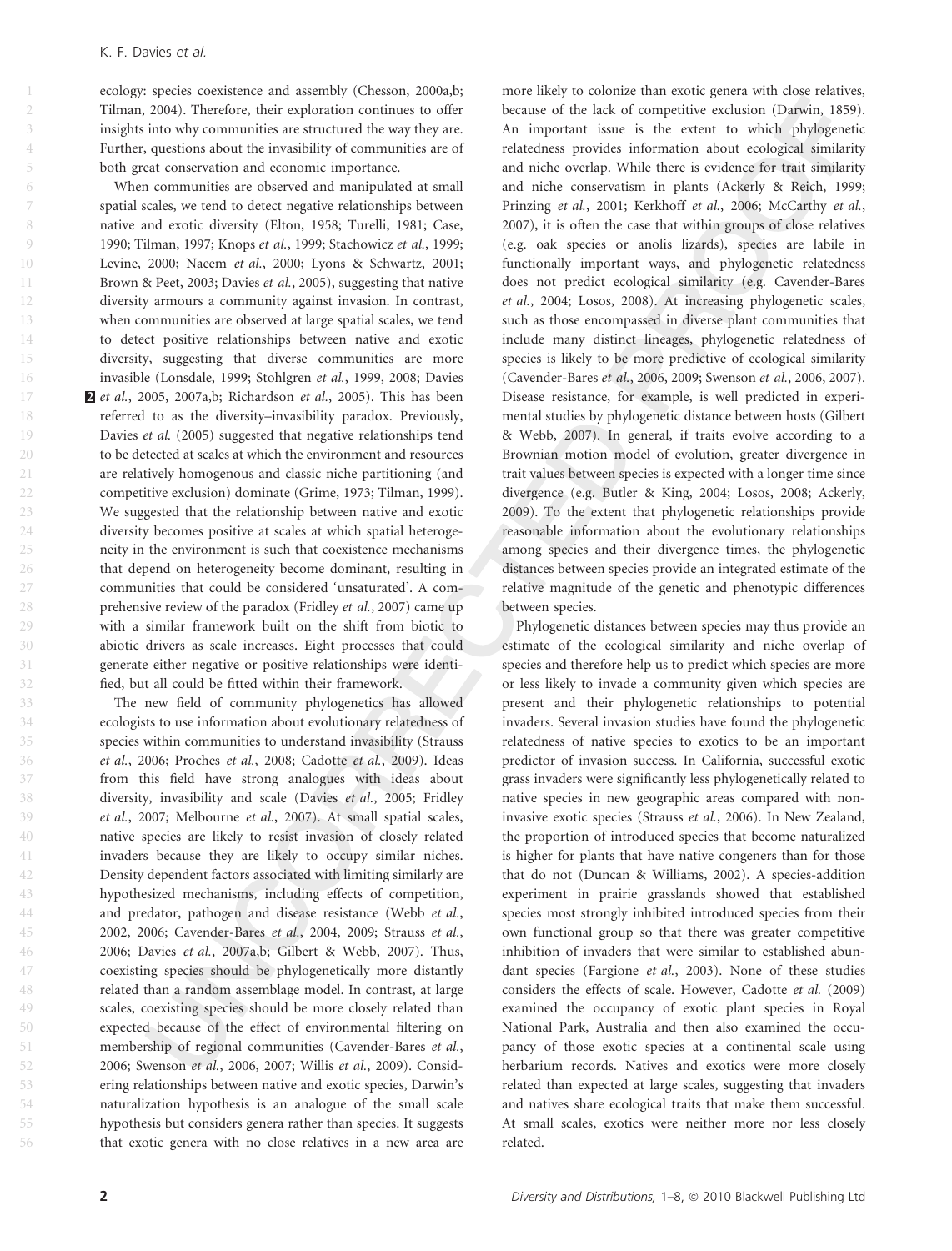ecology: species coexistence and assembly (Chesson, 2000a,b; Tilman, 2004). Therefore, their exploration continues to offer insights into why communities are structured the way they are. Further, questions about the invasibility of communities are of both great conservation and economic importance.

When communities are observed and manipulated at small spatial scales, we tend to detect negative relationships between native and exotic diversity (Elton, 1958; Turelli, 1981; Case, 1990; Tilman, 1997; Knops *et al.*, 1999; Stachowicz *et al.*, 1999; Levine, 2000; Naeem *et al.*, 2000; Lyons & Schwartz, 2001; Brown & Peet, 2003; Davies *et al.*, 2005), suggesting that native diversity armours a community against invasion. In contrast, when communities are observed at large spatial scales, we tend to detect positive relationships between native and exotic diversity, suggesting that diverse communities are more invasible (Lonsdale, 1999; Stohlgren *et al.*, 1999, 2008; Davies *et al.*, 2005, 2007a,b; Richardson *et al.*, 2005). This has been referred to as the diversity–invasibility paradox. Previously, Davies *et al.* (2005) suggested that negative relationships tend to be detected at scales at which the environment and resources are relatively homogenous and classic niche partitioning (and competitive exclusion) dominate (Grime, 1973; Tilman, 1999). We suggested that the relationship between native and exotic diversity becomes positive at scales at which spatial heterogeneity in the environment is such that coexistence mechanisms that depend on heterogeneity become dominant, resulting in communities that could be considered 'unsaturated'. A comprehensive review of the paradox (Fridley *et al.*, 2007) came up with a similar framework built on the shift from biotic to abiotic drivers as scale increases. Eight processes that could generate either negative or positive relationships were identified, but all could be fitted within their framework.

The new field of community phylogenetics has allowed ecologists to use information about evolutionary relatedness of species within communities to understand invasibility (Strauss *et al.*, 2006; Proches *et al.*, 2008; Cadotte *et al.*, 2009). Ideas from this field have strong analogues with ideas about diversity, invasibility and scale (Davies *et al.*, 2005; Fridley *et al.*, 2007; Melbourne *et al.*, 2007). At small spatial scales, native species are likely to resist invasion of closely related invaders because they are likely to occupy similar niches. Density dependent factors associated with limiting similarly are hypothesized mechanisms, including effects of competition, and predator, pathogen and disease resistance (Webb *et al.*, 2002, 2006; Cavender-Bares *et al.*, 2004, 2009; Strauss *et al.*, 2006; Davies *et al.*, 2007a,b; Gilbert & Webb, 2007). Thus, coexisting species should be phylogenetically more distantly related than a random assemblage model. In contrast, at large scales, coexisting species should be more closely related than expected because of the effect of environmental filtering on membership of regional communities (Cavender-Bares *et al.*, 2006; Swenson *et al.*, 2006, 2007; Willis *et al.*, 2009). Considering relationships between native and exotic species, Darwin's naturalization hypothesis is an analogue of the small scale hypothesis but considers genera rather than species. It suggests that exotic genera with no close relatives in a new area are more likely to colonize than exotic genera with close relatives, because of the lack of competitive exclusion (Darwin, 1859). An important issue is the extent to which phylogenetic relatedness provides information about ecological similarity and niche overlap. While there is evidence for trait similarity and niche conservatism in plants (Ackerly & Reich, 1999; Prinzing *et al.*, 2001; Kerkhoff *et al.*, 2006; McCarthy *et al.*, 2007), it is often the case that within groups of close relatives (e.g. oak species or anolis lizards), species are labile in functionally important ways, and phylogenetic relatedness does not predict ecological similarity (e.g. Cavender-Bares *et al.*, 2004; Losos, 2008). At increasing phylogenetic scales, such as those encompassed in diverse plant communities that include many distinct lineages, phylogenetic relatedness of species is likely to be more predictive of ecological similarity (Cavender-Bares *et al.*, 2006, 2009; Swenson *et al.*, 2006, 2007). Disease resistance, for example, is well predicted in experimental studies by phylogenetic distance between hosts (Gilbert & Webb, 2007). In general, if traits evolve according to a Brownian motion model of evolution, greater divergence in trait values between species is expected with a longer time since divergence (e.g. Butler & King, 2004; Losos, 2008; Ackerly, 2009). To the extent that phylogenetic relationships provide reasonable information about the evolutionary relationships among species and their divergence times, the phylogenetic distances between species provide an integrated estimate of the relative magnitude of the genetic and phenotypic differences between species.

Phylogenetic distances between species may thus provide an estimate of the ecological similarity and niche overlap of species and therefore help us to predict which species are more or less likely to invade a community given which species are present and their phylogenetic relationships to potential invaders. Several invasion studies have found the phylogenetic relatedness of native species to exotics to be an important predictor of invasion success. In California, successful exotic grass invaders were significantly less phylogenetically related to native species in new geographic areas compared with non-invasive exotic species (Strauss *et al.*, 2006). In New Zealand, the proportion of introduced species that become naturalized is higher for plants that have native congeners than for those that do not (Duncan & Williams, 2002). A species-addition experiment in prairie grasslands showed that established species most strongly inhibited introduced species from their own functional group so that there was greater competitive inhibition of invaders that were similar to established abundant species (Fargione *et al.*, 2003). None of these studies considers the effects of scale. However, Cadotte *et al.* (2009) examined the occupancy of exotic plant species in Royal National Park, Australia and then also examined the occupancy of those exotic species at a continental scale using herbarium records. Natives and exotics were more closely related than expected at large scales, suggesting that invaders and natives share ecological traits that make them successful. At small scales, exotics were neither more nor less closely related.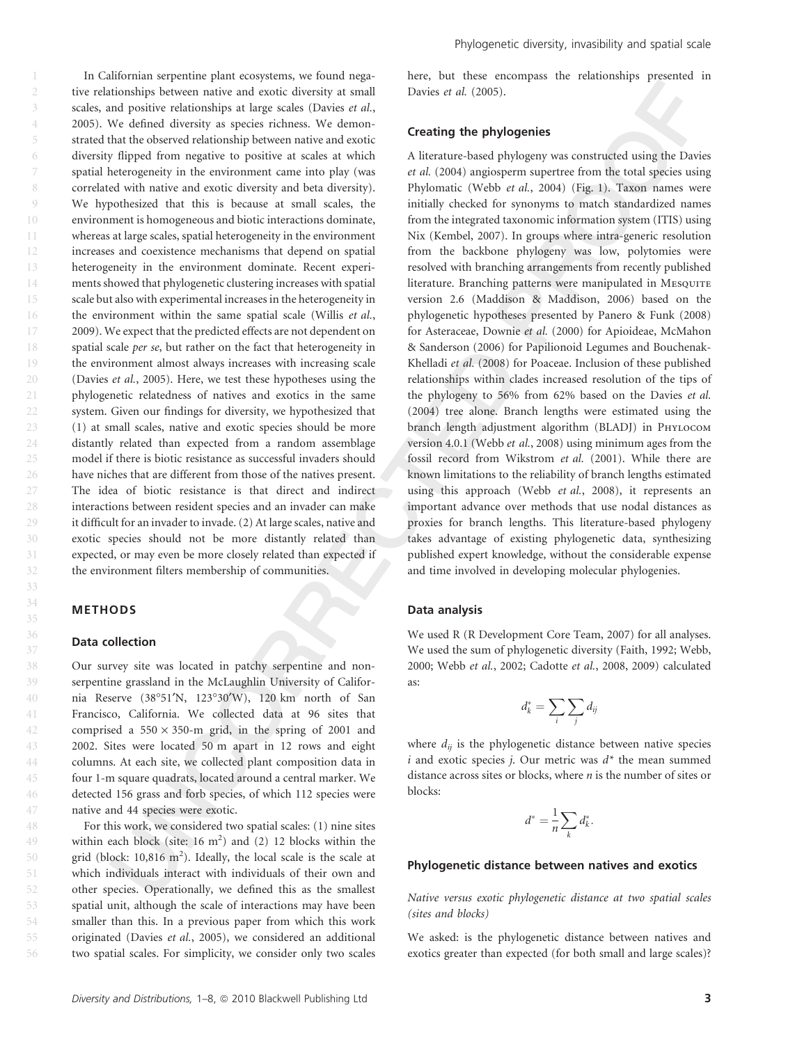In Californian serpentine plant ecosystems, we found negative relationships between native and exotic diversity at small scales, and positive relationships at large scales (Davies *et al.*, 2005). We defined diversity as species richness. We demonstrated that the observed relationship between native and exotic diversity flipped from negative to positive at scales at which spatial heterogeneity in the environment came into play (was correlated with native and exotic diversity and beta diversity). We hypothesized that this is because at small scales, the environment is homogeneous and biotic interactions dominate, whereas at large scales, spatial heterogeneity in the environment increases and coexistence mechanisms that depend on spatial heterogeneity in the environment dominate. Recent experiments showed that phylogenetic clustering increases with spatial scale but also with experimental increases in the heterogeneity in the environment within the same spatial scale (Willis *et al.*, 2009). We expect that the predicted effects are not dependent on spatial scale *per se*, but rather on the fact that heterogeneity in the environment almost always increases with increasing scale (Davies *et al.*, 2005). Here, we test these hypotheses using the phylogenetic relatedness of natives and exotics in the same system. Given our findings for diversity, we hypothesized that (1) at small scales, native and exotic species should be more distantly related than expected from a random assemblage model if there is biotic resistance as successful invaders should have niches that are different from those of the natives present. The idea of biotic resistance is that direct and indirect interactions between resident species and an invader can make it difficult for an invader to invade. (2) At large scales, native and exotic species should not be more distantly related than expected, or may even be more closely related than expected if the environment filters membership of communities.

## METHODS

### Data collection

Our survey site was located in patchy serpentine and non-serpentine grassland in the McLaughlin University of California Reserve (38°51′N, 123°30′W), 120 km north of San Francisco, California. We collected data at 96 sites that comprised a 550 × 350-m grid, in the spring of 2001 and 2002. Sites were located 50 m apart in 12 rows and eight columns. At each site, we collected plant composition data in four 1-m square quadrats, located around a central marker. We detected 156 grass and forb species, of which 112 species were native and 44 species were exotic.

For this work, we considered two spatial scales: (1) nine sites within each block (site: 16 $m^2$) and (2) 12 blocks within the grid (block: 10,816 $m^2$). Ideally, the local scale is the scale at which individuals interact with individuals of their own and other species. Operationally, we defined this as the smallest spatial unit, although the scale of interactions may have been smaller than this. In a previous paper from which this work originated (Davies *et al.*, 2005), we considered an additional two spatial scales. For simplicity, we consider only two scales here, but these encompass the relationships presented in Davies *et al.* (2005).

### Creating the phylogenies

A literature-based phylogeny was constructed using the Davies *et al.* (2004) angiosperm supertree from the total species using Phylomatic (Webb *et al.*, 2004) (Fig. 1). Taxon names were initially checked for synonyms to match standardized names from the integrated taxonomic information system (ITIS) using Nix (Kembel, 2007). In groups where intra-generic resolution from the backbone phylogeny was low, polytomies were resolved with branching arrangements from recently published literature. Branching patterns were manipulated in Mesquite version 2.6 (Maddison & Maddison, 2006) based on the phylogenetic hypotheses presented by Panero & Funk (2008) for Asteraceae, Downie *et al.* (2000) for Apioideae, McMahon & Sanderson (2006) for Papilionoid Legumes and Bouchenak-Khelladi *et al.* (2008) for Poaceae. Inclusion of these published relationships within clades increased resolution of the tips of the phylogeny to 56% from 62% based on the Davies *et al.* (2004) tree alone. Branch lengths were estimated using the branch length adjustment algorithm (BLADJ) in Phylocom version 4.0.1 (Webb *et al.*, 2008) using minimum ages from the fossil record from Wikstrom *et al.* (2001). While there are known limitations to the reliability of branch lengths estimated using this approach (Webb *et al.*, 2008), it represents an important advance over methods that use nodal distances as proxies for branch lengths. This literature-based phylogeny takes advantage of existing phylogenetic data, synthesizing published expert knowledge, without the considerable expense and time involved in developing molecular phylogenies.

### Data analysis

We used R (R Development Core Team, 2007) for all analyses. We used the sum of phylogenetic diversity (Faith, 1992; Webb, 2000; Webb *et al.*, 2002; Cadotte *et al.*, 2008, 2009) calculated as:

$$d_k^* = \sum_i \sum_j d_{ij}$$

where $d_{ij}$ is the phylogenetic distance between native species $i$ and exotic species $j$. Our metric was $d^*$ the mean summed distance across sites or blocks, where $n$ is the number of sites or blocks:

$$d^* = \frac{1}{n} \sum_k d_k^*.$$

### Phylogenetic distance between natives and exotics

*Native versus exotic phylogenetic distance at two spatial scales (sites and blocks)*

We asked: is the phylogenetic distance between natives and exotics greater than expected (for both small and large scales)?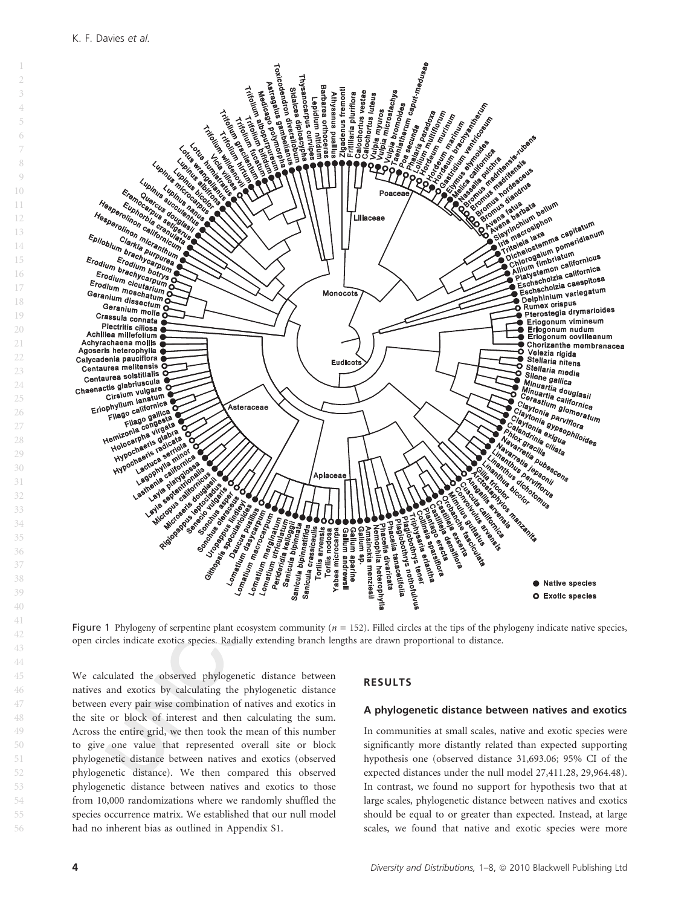Figure 1 Phylogeny of serpentine plant ecosystem community ($n$ = 152). Filled circles at the tips of the phylogeny indicate native species, open circles indicate exotics species. Radially extending branch lengths are drawn proportional to distance.

We calculated the observed phylogenetic distance between natives and exotics by calculating the phylogenetic distance between every pair wise combination of natives and exotics in the site or block of interest and then calculating the sum. Across the entire grid, we then took the mean of this number to give one value that represented overall site or block phylogenetic distance between natives and exotics (observed phylogenetic distance). We then compared this observed phylogenetic distance between natives and exotics to those from 10,000 randomizations where we randomly shuffled the species occurrence matrix. We established that our null model had no inherent bias as outlined in Appendix S1.

## RESULTS

### A phylogenetic distance between natives and exotics

In communities at small scales, native and exotic species were significantly more distantly related than expected supporting hypothesis one (observed distance 31,693.06; 95% CI of the expected distances under the null model 27,411.28, 29,964.48). In contrast, we found no support for hypothesis two that at large scales, phylogenetic distance between natives and exotics should be equal to or greater than expected. Instead, at large scales, we found that native and exotic species were more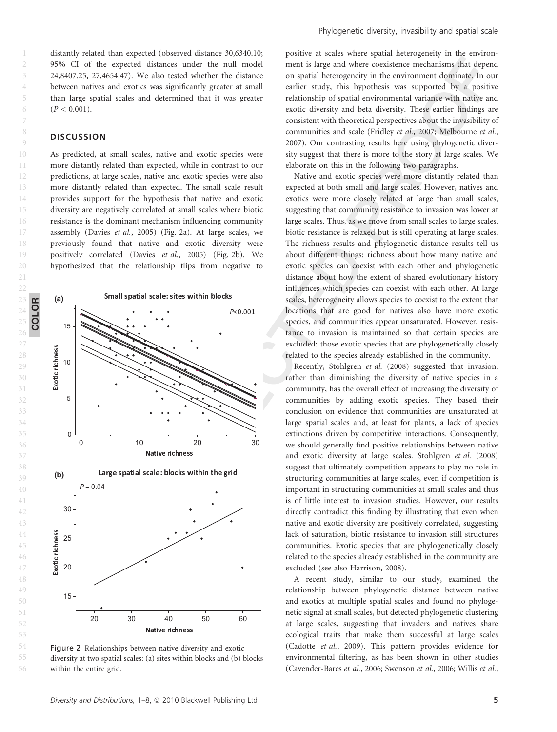distantly related than expected (observed distance 30,6340.10; 95% CI of the expected distances under the null model 24,8407.25, 27,4654.47). We also tested whether the distance between natives and exotics was significantly greater at small than large spatial scales and determined that it was greater ($P < 0.001$).

## DISCUSSION

As predicted, at small scales, native and exotic species were more distantly related than expected, while in contrast to our predictions, at large scales, native and exotic species were also more distantly related than expected. The small scale result provides support for the hypothesis that native and exotic diversity are negatively correlated at small scales where biotic resistance is the dominant mechanism influencing community assembly (Davies *et al.*, 2005) (Fig. 2a). At large scales, we previously found that native and exotic diversity were positively correlated (Davies *et al.*, 2005) (Fig. 2b). We hypothesized that the relationship flips from negative to positive at scales where spatial heterogeneity in the environment is large and where coexistence mechanisms that depend on spatial heterogeneity in the environment dominate. In our earlier study, this hypothesis was supported by a positive relationship of spatial environmental variance with native and exotic diversity and beta diversity. These earlier findings are consistent with theoretical perspectives about the invasibility of communities and scale (Fridley *et al.*, 2007; Melbourne *et al.*, 2007). Our contrasting results here using phylogenetic diversity suggest that there is more to the story at large scales. We elaborate on this in the following two paragraphs.

Figure 2 Relationships between native diversity and exotic diversity at two spatial scales: (a) sites within blocks and (b) blocks within the entire grid.

Native and exotic species were more distantly related than expected at both small and large scales. However, natives and exotics were more closely related at large than small scales, suggesting that community resistance to invasion was lower at large scales. Thus, as we move from small scales to large scales, biotic resistance is relaxed but is still operating at large scales. The richness results and phylogenetic distance results tell us about different things: richness about how many native and exotic species can coexist with each other and phylogenetic distance about how the extent of shared evolutionary history influences which species can coexist with each other. At large scales, heterogeneity allows species to coexist to the extent that locations that are good for natives also have more exotic species, and communities appear unsaturated. However, resistance to invasion is maintained so that certain species are excluded: those exotic species that are phylogenetically closely related to the species already established in the community.

Recently, Stohlgren *et al.* (2008) suggested that invasion, rather than diminishing the diversity of native species in a community, has the overall effect of increasing the diversity of communities by adding exotic species. They based their conclusion on evidence that communities are unsaturated at large spatial scales and, at least for plants, a lack of species extinctions driven by competitive interactions. Consequently, we should generally find positive relationships between native and exotic diversity at large scales. Stohlgren *et al.* (2008) suggest that ultimately competition appears to play no role in structuring communities at large scales, even if competition is important in structuring communities at small scales and thus is of little interest to invasion studies. However, our results directly contradict this finding by illustrating that even when native and exotic diversity are positively correlated, suggesting lack of saturation, biotic resistance to invasion still structures communities. Exotic species that are phylogenetically closely related to the species already established in the community are excluded (see also Harrison, 2008).

A recent study, similar to our study, examined the relationship between phylogenetic distance between native and exotics at multiple spatial scales and found no phylogenetic signal at small scales, but detected phylogenetic clustering at large scales, suggesting that invaders and natives share ecological traits that make them successful at large scales (Cadotte *et al.*, 2009). This pattern provides evidence for environmental filtering, as has been shown in other studies (Cavender-Bares *et al.*, 2006; Swenson *et al.*, 2006; Willis *et al.*,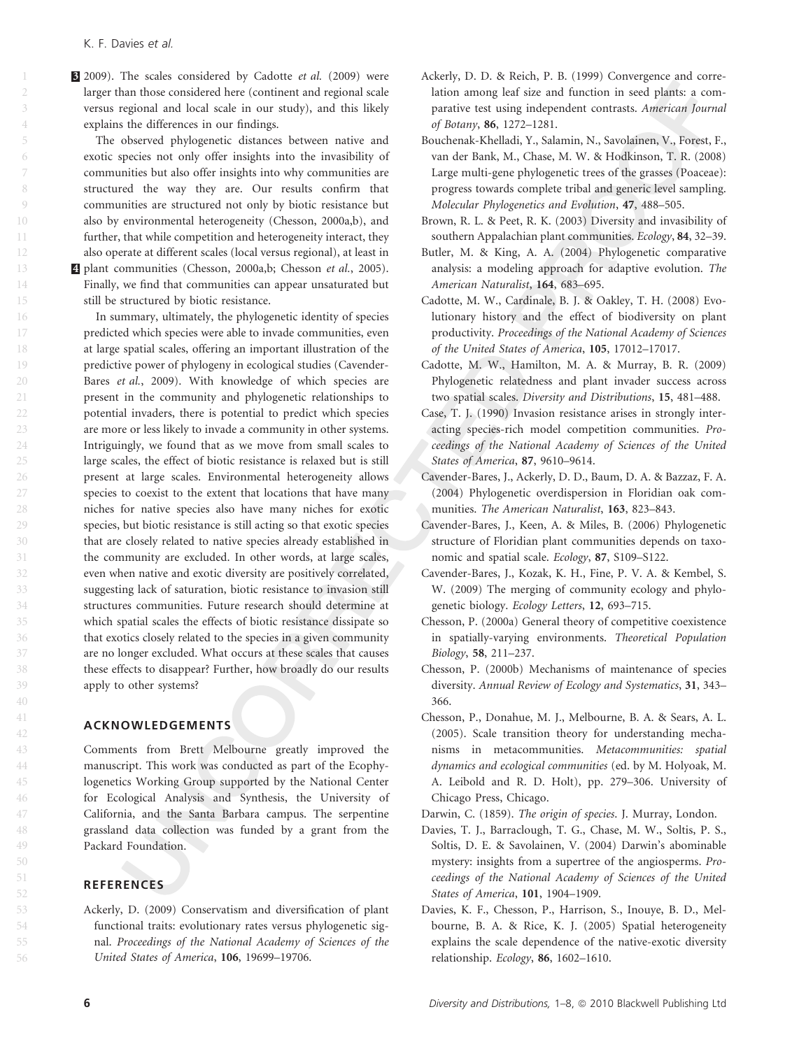2009). The scales considered by Cadotte *et al.* (2009) were larger than those considered here (continent and regional scale versus regional and local scale in our study), and this likely explains the differences in our findings.

The observed phylogenetic distances between native and exotic species not only offer insights into the invasibility of communities but also offer insights into why communities are structured the way they are. Our results confirm that communities are structured not only by biotic resistance but also by environmental heterogeneity (Chesson, 2000a,b), and further, that while competition and heterogeneity interact, they also operate at different scales (local versus regional), at least in plant communities (Chesson, 2000a,b; Chesson *et al.*, 2005). Finally, we find that communities can appear unsaturated but still be structured by biotic resistance.

In summary, ultimately, the phylogenetic identity of species predicted which species were able to invade communities, even at large spatial scales, offering an important illustration of the predictive power of phylogeny in ecological studies (Cavender-Bares *et al.*, 2009). With knowledge of which species are present in the community and phylogenetic relationships to potential invaders, there is potential to predict which species are more or less likely to invade a community in other systems. Intriguingly, we found that as we move from small scales to large scales, the effect of biotic resistance is relaxed but is still present at large scales. Environmental heterogeneity allows species to coexist to the extent that locations that have many niches for native species also have many niches for exotic species, but biotic resistance is still acting so that exotic species that are closely related to native species already established in the community are excluded. In other words, at large scales, even when native and exotic diversity are positively correlated, suggesting lack of saturation, biotic resistance to invasion still structures communities. Future research should determine at which spatial scales the effects of biotic resistance dissipate so that exotics closely related to the species in a given community are no longer excluded. What occurs at these scales that causes these effects to disappear? Further, how broadly do our results apply to other systems?

## ACKNOWLEDGEMENTS

Comments from Brett Melbourne greatly improved the manuscript. This work was conducted as part of the Ecophylogenetics Working Group supported by the National Center for Ecological Analysis and Synthesis, the University of California, and the Santa Barbara campus. The serpentine grassland data collection was funded by a grant from the Packard Foundation.

## REFERENCES

Ackerly, D. (2009) Conservatism and diversification of plant functional traits: evolutionary rates versus phylogenetic signal. *Proceedings of the National Academy of Sciences of the United States of America*, **106**, 19699–19706.

Ackerly, D. D. & Reich, P. B. (1999) Convergence and correlation among leaf size and function in seed plants: a comparative test using independent contrasts. *American Journal of Botany*, **86**, 1272–1281.

Bouchenak-Khelladi, Y., Salamin, N., Savolainen, V., Forest, F., van der Bank, M., Chase, M. W. & Hodkinson, T. R. (2008) Large multi-gene phylogenetic trees of the grasses (Poaceae): progress towards complete tribal and generic level sampling. *Molecular Phylogenetics and Evolution*, **47**, 488–505.

Brown, R. L. & Peet, R. K. (2003) Diversity and invasibility of southern Appalachian plant communities. *Ecology*, **84**, 32–39.

Butler, M. & King, A. A. (2004) Phylogenetic comparative analysis: a modeling approach for adaptive evolution. *The American Naturalist*, **164**, 683–695.

Cadotte, M. W., Cardinale, B. J. & Oakley, T. H. (2008) Evolutionary history and the effect of biodiversity on plant productivity. *Proceedings of the National Academy of Sciences of the United States of America*, **105**, 17012–17017.

Cadotte, M. W., Hamilton, M. A. & Murray, B. R. (2009) Phylogenetic relatedness and plant invader success across two spatial scales. *Diversity and Distributions*, **15**, 481–488.

Case, T. J. (1990) Invasion resistance arises in strongly interacting species-rich model competition communities. *Proceedings of the National Academy of Sciences of the United States of America*, **87**, 9610–9614.

Cavender-Bares, J., Ackerly, D. D., Baum, D. A. & Bazzaz, F. A. (2004) Phylogenetic overdispersion in Floridian oak communities. *The American Naturalist*, **163**, 823–843.

Cavender-Bares, J., Keen, A. & Miles, B. (2006) Phylogenetic structure of Floridian plant communities depends on taxonomic and spatial scale. *Ecology*, **87**, S109–S122.

Cavender-Bares, J., Kozak, K. H., Fine, P. V. A. & Kembel, S. W. (2009) The merging of community ecology and phylogenetic biology. *Ecology Letters*, **12**, 693–715.

Chesson, P. (2000a) General theory of competitive coexistence in spatially-varying environments. *Theoretical Population Biology*, **58**, 211–237.

Chesson, P. (2000b) Mechanisms of maintenance of species diversity. *Annual Review of Ecology and Systematics*, **31**, 343–366.

Chesson, P., Donahue, M. J., Melbourne, B. A. & Sears, A. L. (2005). Scale transition theory for understanding mechanisms in metacommunities. *Metacommunities: spatial dynamics and ecological communities* (ed. by M. Holyoak, M. A. Leibold and R. D. Holt), pp. 279–306. University of Chicago Press, Chicago.

Darwin, C. (1859). *The origin of species*. J. Murray, London.

Davies, T. J., Barraclough, T. G., Chase, M. W., Soltis, P. S., Soltis, D. E. & Savolainen, V. (2004) Darwin's abominable mystery: insights from a supertree of the angiosperms. *Proceedings of the National Academy of Sciences of the United States of America*, **101**, 1904–1909.

Davies, K. F., Chesson, P., Harrison, S., Inouye, B. D., Melbourne, B. A. & Rice, K. J. (2005) Spatial heterogeneity explains the scale dependence of the native-exotic diversity relationship. *Ecology*, **86**, 1602–1610.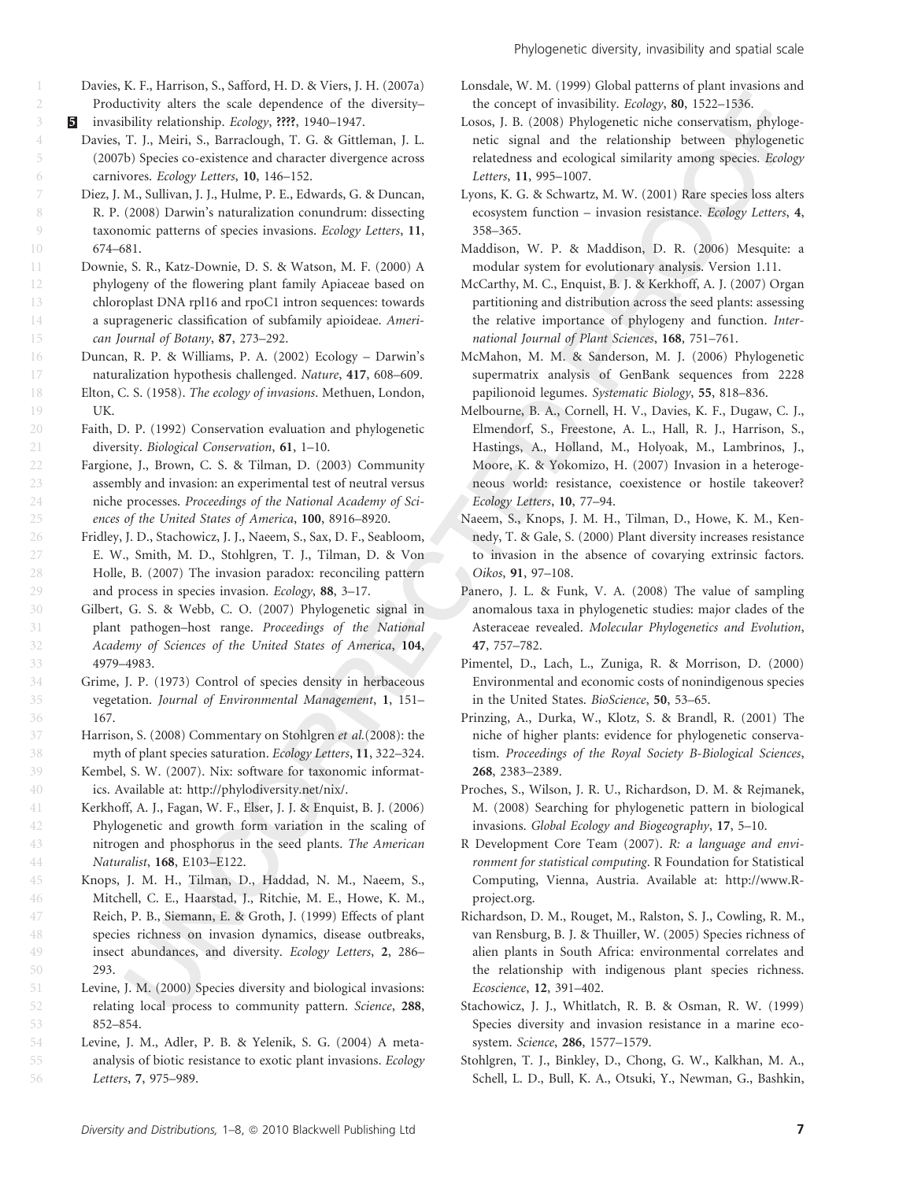Davies, K. F., Harrison, S., Safford, H. D. & Viers, J. H. (2007a) Productivity alters the scale dependence of the diversity–invasibility relationship. *Ecology*, **????**, 1940–1947.

Davies, T. J., Meiri, S., Barraclough, T. G. & Gittleman, J. L. (2007b) Species co-existence and character divergence across carnivores. *Ecology Letters*, **10**, 146–152.

Diez, J. M., Sullivan, J. J., Hulme, P. E., Edwards, G. & Duncan, R. P. (2008) Darwin's naturalization conundrum: dissecting taxonomic patterns of species invasions. *Ecology Letters*, **11**, 674–681.

Downie, S. R., Katz-Downie, D. S. & Watson, M. F. (2000) A phylogeny of the flowering plant family Apiaceae based on chloroplast DNA rpl16 and rpoC1 intron sequences: towards a suprageneric classification of subfamily apioideae. *American Journal of Botany*, **87**, 273–292.

Duncan, R. P. & Williams, P. A. (2002) Ecology – Darwin's naturalization hypothesis challenged. *Nature*, **417**, 608–609.

Elton, C. S. (1958). *The ecology of invasions*. Methuen, London, UK.

Faith, D. P. (1992) Conservation evaluation and phylogenetic diversity. *Biological Conservation*, **61**, 1–10.

Fargione, J., Brown, C. S. & Tilman, D. (2003) Community assembly and invasion: an experimental test of neutral versus niche processes. *Proceedings of the National Academy of Sciences of the United States of America*, **100**, 8916–8920.

Fridley, J. D., Stachowicz, J. J., Naeem, S., Sax, D. F., Seabloom, E. W., Smith, M. D., Stohlgren, T. J., Tilman, D. & Von Holle, B. (2007) The invasion paradox: reconciling pattern and process in species invasion. *Ecology*, **88**, 3–17.

Gilbert, G. S. & Webb, C. O. (2007) Phylogenetic signal in plant pathogen–host range. *Proceedings of the National Academy of Sciences of the United States of America*, **104**, 4979–4983.

Grime, J. P. (1973) Control of species density in herbaceous vegetation. *Journal of Environmental Management*, **1**, 151–167.

Harrison, S. (2008) Commentary on Stohlgren *et al.*(2008): the myth of plant species saturation. *Ecology Letters*, **11**, 322–324.

Kembel, S. W. (2007). Nix: software for taxonomic informatics. Available at: http://phylodiversity.net/nix/.

Kerkhoff, A. J., Fagan, W. F., Elser, J. J. & Enquist, B. J. (2006) Phylogenetic and growth form variation in the scaling of nitrogen and phosphorus in the seed plants. *The American Naturalist*, **168**, E103–E122.

Knops, J. M. H., Tilman, D., Haddad, N. M., Naeem, S., Mitchell, C. E., Haarstad, J., Ritchie, M. E., Howe, K. M., Reich, P. B., Siemann, E. & Groth, J. (1999) Effects of plant species richness on invasion dynamics, disease outbreaks, insect abundances, and diversity. *Ecology Letters*, **2**, 286–293.

Levine, J. M. (2000) Species diversity and biological invasions: relating local process to community pattern. *Science*, **288**, 852–854.

Levine, J. M., Adler, P. B. & Yelenik, S. G. (2004) A meta-analysis of biotic resistance to exotic plant invasions. *Ecology Letters*, **7**, 975–989.

Lonsdale, W. M. (1999) Global patterns of plant invasions and the concept of invasibility. *Ecology*, **80**, 1522–1536.

Losos, J. B. (2008) Phylogenetic niche conservatism, phylogenetic signal and the relationship between phylogenetic relatedness and ecological similarity among species. *Ecology Letters*, **11**, 995–1007.

Lyons, K. G. & Schwartz, M. W. (2001) Rare species loss alters ecosystem function – invasion resistance. *Ecology Letters*, **4**, 358–365.

Maddison, W. P. & Maddison, D. R. (2006) Mesquite: a modular system for evolutionary analysis. Version 1.11.

McCarthy, M. C., Enquist, B. J. & Kerkhoff, A. J. (2007) Organ partitioning and distribution across the seed plants: assessing the relative importance of phylogeny and function. *International Journal of Plant Sciences*, **168**, 751–761.

McMahon, M. M. & Sanderson, M. J. (2006) Phylogenetic supermatrix analysis of GenBank sequences from 2228 papilionoid legumes. *Systematic Biology*, **55**, 818–836.

Melbourne, B. A., Cornell, H. V., Davies, K. F., Dugaw, C. J., Elmendorf, S., Freestone, A. L., Hall, R. J., Harrison, S., Hastings, A., Holland, M., Holyoak, M., Lambrinos, J., Moore, K. & Yokomizo, H. (2007) Invasion in a heterogeneous world: resistance, coexistence or hostile takeover? *Ecology Letters*, **10**, 77–94.

Naeem, S., Knops, J. M. H., Tilman, D., Howe, K. M., Kennedy, T. & Gale, S. (2000) Plant diversity increases resistance to invasion in the absence of covarying extrinsic factors. *Oikos*, **91**, 97–108.

Panero, J. L. & Funk, V. A. (2008) The value of sampling anomalous taxa in phylogenetic studies: major clades of the Asteraceae revealed. *Molecular Phylogenetics and Evolution*, **47**, 757–782.

Pimentel, D., Lach, L., Zuniga, R. & Morrison, D. (2000) Environmental and economic costs of nonindigenous species in the United States. *BioScience*, **50**, 53–65.

Prinzing, A., Durka, W., Klotz, S. & Brandl, R. (2001) The niche of higher plants: evidence for phylogenetic conservatism. *Proceedings of the Royal Society B-Biological Sciences*, **268**, 2383–2389.

Proches, S., Wilson, J. R. U., Richardson, D. M. & Rejmanek, M. (2008) Searching for phylogenetic pattern in biological invasions. *Global Ecology and Biogeography*, **17**, 5–10.

R Development Core Team (2007). *R: a language and environment for statistical computing*. R Foundation for Statistical Computing, Vienna, Austria. Available at: http://www.R-project.org.

Richardson, D. M., Rouget, M., Ralston, S. J., Cowling, R. M., van Rensburg, B. J. & Thuiller, W. (2005) Species richness of alien plants in South Africa: environmental correlates and the relationship with indigenous plant species richness. *Ecoscience*, **12**, 391–402.

Stachowicz, J. J., Whitlatch, R. B. & Osman, R. W. (1999) Species diversity and invasion resistance in a marine ecosystem. *Science*, **286**, 1577–1579.

Stohlgren, T. J., Binkley, D., Chong, G. W., Kalkhan, M. A., Schell, L. D., Bull, K. A., Otsuki, Y., Newman, G., Bashkin,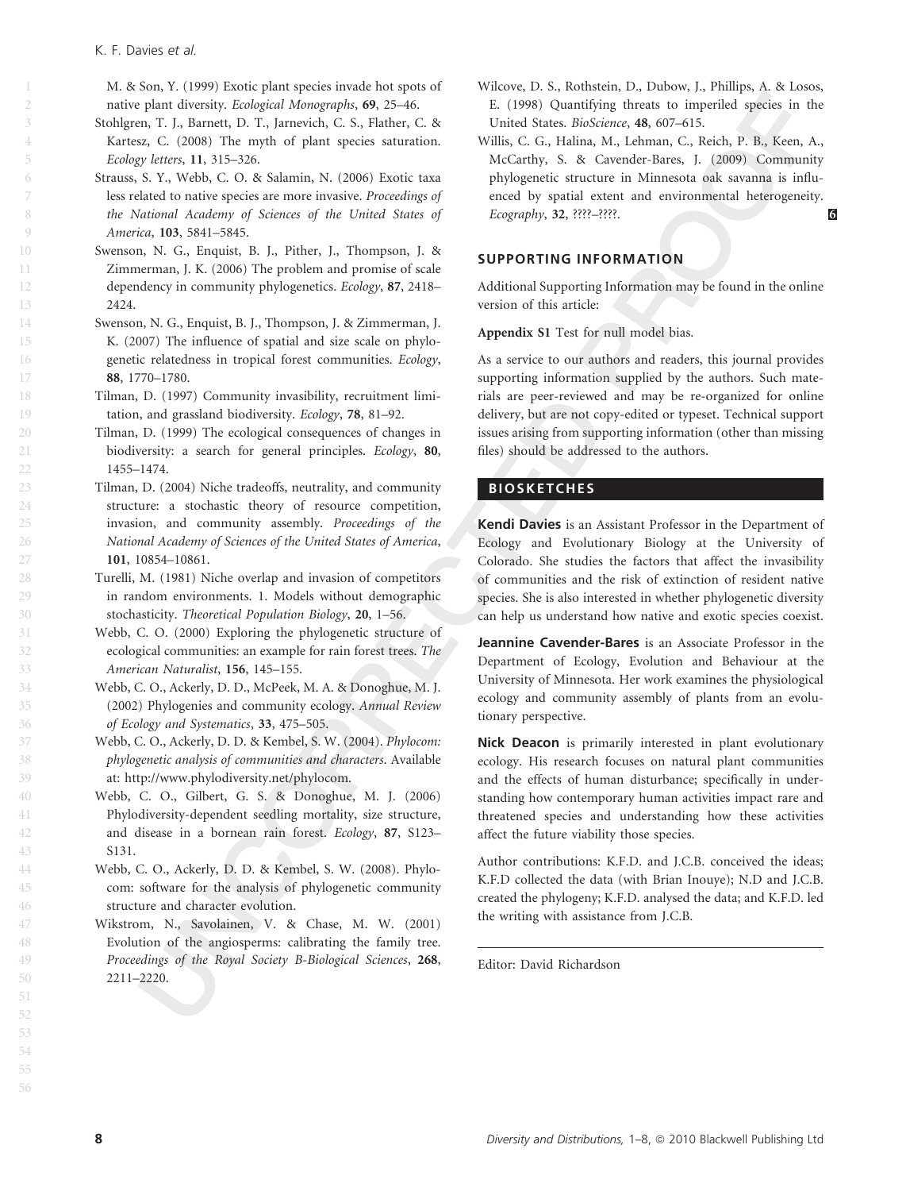M. & Son, Y. (1999) Exotic plant species invade hot spots of native plant diversity. *Ecological Monographs*, **69**, 25–46.

Stohlgren, T. J., Barnett, D. T., Jarnevich, C. S., Flather, C. & Kartesz, C. (2008) The myth of plant species saturation. *Ecology letters*, **11**, 315–326.

Strauss, S. Y., Webb, C. O. & Salamin, N. (2006) Exotic taxa less related to native species are more invasive. *Proceedings of the National Academy of Sciences of the United States of America*, **103**, 5841–5845.

Swenson, N. G., Enquist, B. J., Pither, J., Thompson, J. & Zimmerman, J. K. (2006) The problem and promise of scale dependency in community phylogenetics. *Ecology*, **87**, 2418–2424.

Swenson, N. G., Enquist, B. J., Thompson, J. & Zimmerman, J. K. (2007) The influence of spatial and size scale on phylogenetic relatedness in tropical forest communities. *Ecology*, **88**, 1770–1780.

Tilman, D. (1997) Community invasibility, recruitment limitation, and grassland biodiversity. *Ecology*, **78**, 81–92.

Tilman, D. (1999) The ecological consequences of changes in biodiversity: a search for general principles. *Ecology*, **80**, 1455–1474.

Tilman, D. (2004) Niche tradeoffs, neutrality, and community structure: a stochastic theory of resource competition, invasion, and community assembly. *Proceedings of the National Academy of Sciences of the United States of America*, **101**, 10854–10861.

Turelli, M. (1981) Niche overlap and invasion of competitors in random environments. 1. Models without demographic stochasticity. *Theoretical Population Biology*, **20**, 1–56.

Webb, C. O. (2000) Exploring the phylogenetic structure of ecological communities: an example for rain forest trees. *The American Naturalist*, **156**, 145–155.

Webb, C. O., Ackerly, D. D., McPeek, M. A. & Donoghue, M. J. (2002) Phylogenies and community ecology. *Annual Review of Ecology and Systematics*, **33**, 475–505.

Webb, C. O., Ackerly, D. D. & Kembel, S. W. (2004). *Phylocom: phylogenetic analysis of communities and characters*. Available at: http://www.phylodiversity.net/phylocom.

Webb, C. O., Gilbert, G. S. & Donoghue, M. J. (2006) Phylodiversity-dependent seedling mortality, size structure, and disease in a bornean rain forest. *Ecology*, **87**, S123–S131.

Webb, C. O., Ackerly, D. D. & Kembel, S. W. (2008). Phylocom: software for the analysis of phylogenetic community structure and character evolution.

Wikstrom, N., Savolainen, V. & Chase, M. W. (2001) Evolution of the angiosperms: calibrating the family tree. *Proceedings of the Royal Society B-Biological Sciences*, **268**, 2211–2220.

Wilcove, D. S., Rothstein, D., Dubow, J., Phillips, A. & Losos, E. (1998) Quantifying threats to imperiled species in the United States. *BioScience*, **48**, 607–615.

Willis, C. G., Halina, M., Lehman, C., Reich, P. B., Keen, A., McCarthy, S. & Cavender-Bares, J. (2009) Community phylogenetic structure in Minnesota oak savanna is influenced by spatial extent and environmental heterogeneity. *Ecography*, **32**, ????–????.

## SUPPORTING INFORMATION

Additional Supporting Information may be found in the online version of this article:

**Appendix S1** Test for null model bias.

As a service to our authors and readers, this journal provides supporting information supplied by the authors. Such materials are peer-reviewed and may be re-organized for online delivery, but are not copy-edited or typeset. Technical support issues arising from supporting information (other than missing files) should be addressed to the authors.

## BIOSKETCHES

**Kendi Davies** is an Assistant Professor in the Department of Ecology and Evolutionary Biology at the University of Colorado. She studies the factors that affect the invasibility of communities and the risk of extinction of resident native species. She is also interested in whether phylogenetic diversity can help us understand how native and exotic species coexist.

**Jeannine Cavender-Bares** is an Associate Professor in the Department of Ecology, Evolution and Behaviour at the University of Minnesota. Her work examines the physiological ecology and community assembly of plants from an evolutionary perspective.

**Nick Deacon** is primarily interested in plant evolutionary ecology. His research focuses on natural plant communities and the effects of human disturbance; specifically in understanding how contemporary human activities impact rare and threatened species and understanding how these activities affect the future viability those species.

Author contributions: K.F.D. and J.C.B. conceived the ideas; K.F.D collected the data (with Brian Inouye); N.D and J.C.B. created the phylogeny; K.F.D. analysed the data; and K.F.D. led the writing with assistance from J.C.B.

Editor: David Richardson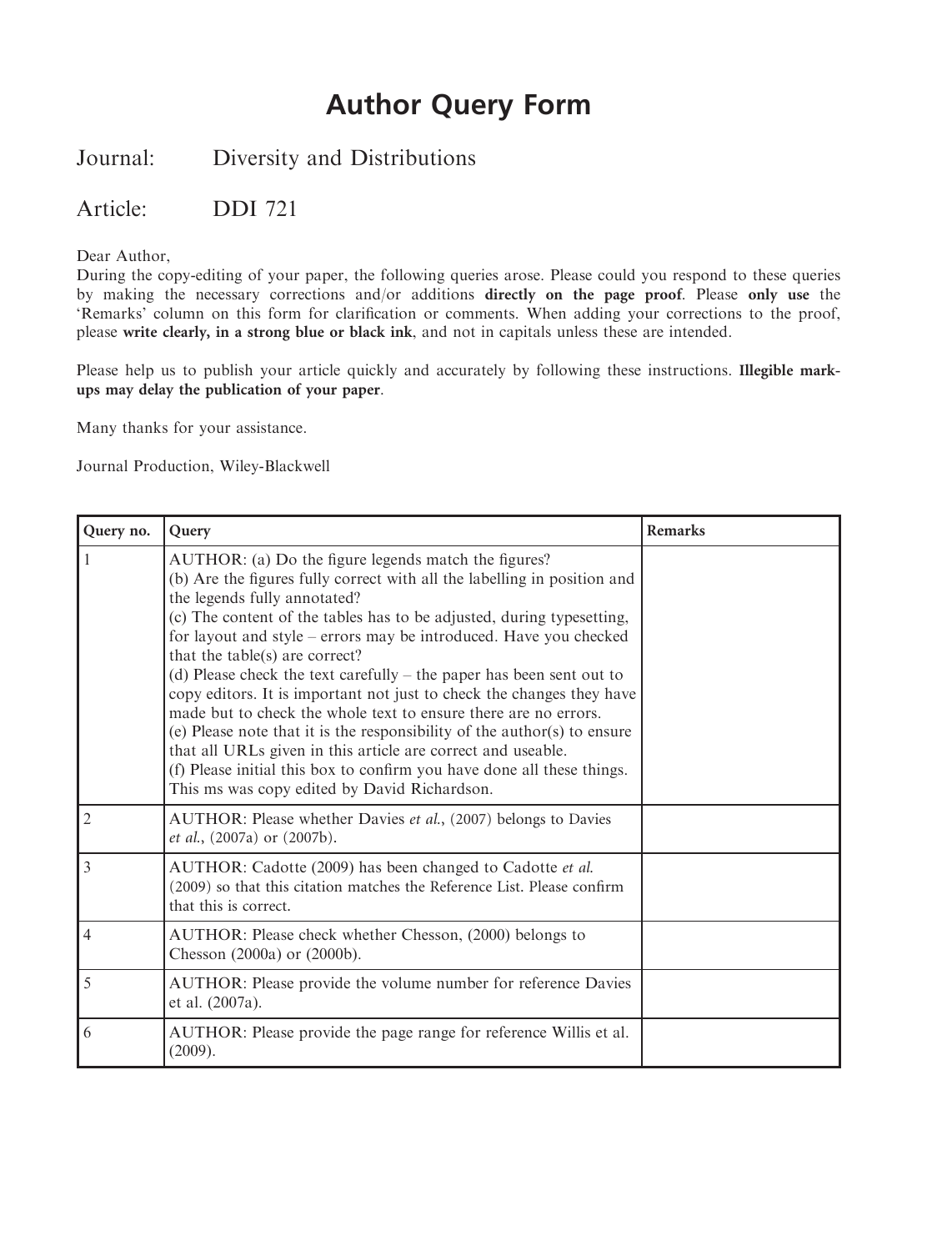# Author Query Form

Journal: Diversity and Distributions

Article: DDI 721

Dear Author,
During the copy-editing of your paper, the following queries arose. Please could you respond to these queries by making the necessary corrections and/or additions **directly on the page proof**. Please **only use** the 'Remarks' column on this form for clarification or comments. When adding your corrections to the proof, please **write clearly, in a strong blue or black ink**, and not in capitals unless these are intended.

Please help us to publish your article quickly and accurately by following these instructions. **Illegible mark-ups may delay the publication of your paper**.

Many thanks for your assistance.

Journal Production, Wiley-Blackwell

| Query no. | Query | Remarks |
|---|---|---|
| 1 | AUTHOR: (a) Do the figure legends match the figures? (b) Are the figures fully correct with all the labelling in position and the legends fully annotated? (c) The content of the tables has to be adjusted, during typesetting, for layout and style – errors may be introduced. Have you checked that the table(s) are correct? (d) Please check the text carefully – the paper has been sent out to copy editors. It is important not just to check the changes they have made but to check the whole text to ensure there are no errors. (e) Please note that it is the responsibility of the author(s) to ensure that all URLs given in this article are correct and useable. (f) Please initial this box to confirm you have done all these things. This ms was copy edited by David Richardson. | |
| 2 | AUTHOR: Please whether Davies *et al.*, (2007) belongs to Davies *et al.*, (2007a) or (2007b). | |
| 3 | AUTHOR: Cadotte (2009) has been changed to Cadotte *et al.* (2009) so that this citation matches the Reference List. Please confirm that this is correct. | |
| 4 | AUTHOR: Please check whether Chesson, (2000) belongs to Chesson (2000a) or (2000b). | |
| 5 | AUTHOR: Please provide the volume number for reference Davies et al. (2007a). | |
| 6 | AUTHOR: Please provide the page range for reference Willis et al. (2009). | |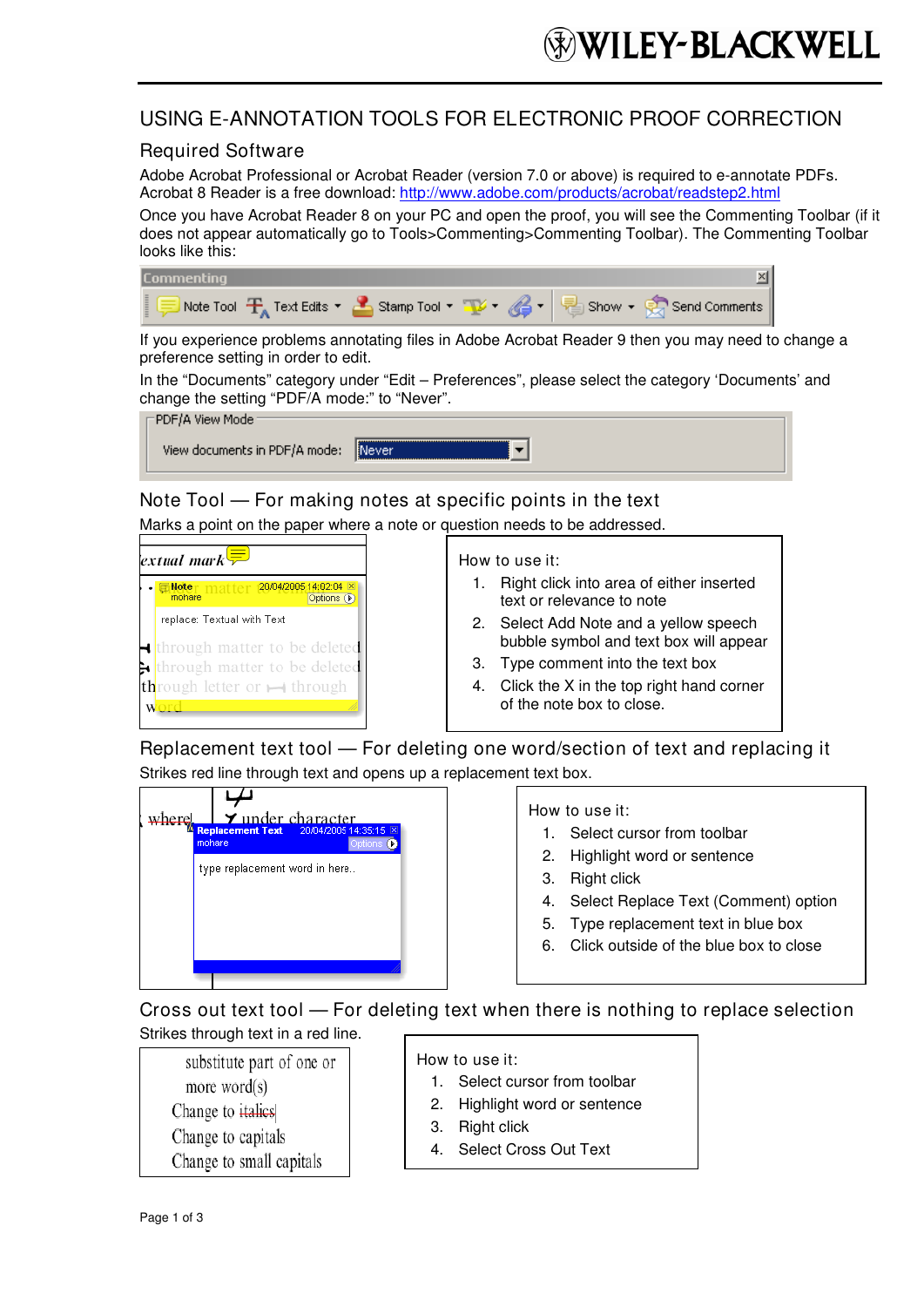# USING E-ANNOTATION TOOLS FOR ELECTRONIC PROOF CORRECTION

## Required Software

Adobe Acrobat Professional or Acrobat Reader (version 7.0 or above) is required to e-annotate PDFs. Acrobat 8 Reader is a free download: http://www.adobe.com/products/acrobat/readstep2.html

Once you have Acrobat Reader 8 on your PC and open the proof, you will see the Commenting Toolbar (if it does not appear automatically go to Tools>Commenting>Commenting Toolbar). The Commenting Toolbar looks like this:

If you experience problems annotating files in Adobe Acrobat Reader 9 then you may need to change a preference setting in order to edit.

In the "Documents" category under "Edit – Preferences", please select the category 'Documents' and change the setting "PDF/A mode:" to "Never".

## Note Tool — For making notes at specific points in the text

Marks a point on the paper where a note or question needs to be addressed.

How to use it:

1. Right click into area of either inserted text or relevance to note
2. Select Add Note and a yellow speech bubble symbol and text box will appear
3. Type comment into the text box
4. Click the X in the top right hand corner of the note box to close.

## Replacement text tool — For deleting one word/section of text and replacing it

Strikes red line through text and opens up a replacement text box.

How to use it:

1. Select cursor from toolbar
2. Highlight word or sentence
3. Right click
4. Select Replace Text (Comment) option
5. Type replacement text in blue box
6. Click outside of the blue box to close

## Cross out text tool — For deleting text when there is nothing to replace selection

Strikes through text in a red line.

How to use it:

1. Select cursor from toolbar
2. Highlight word or sentence
3. Right click
4. Select Cross Out Text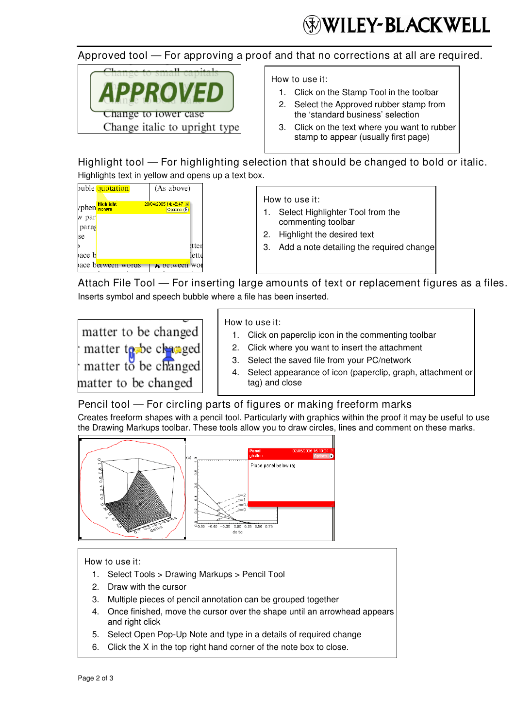## Approved tool — For approving a proof and that no corrections at all are required.

How to use it:

1. Click on the Stamp Tool in the toolbar
2. Select the Approved rubber stamp from the 'standard business' selection
3. Click on the text where you want to rubber stamp to appear (usually first page)

## Highlight tool — For highlighting selection that should be changed to bold or italic.

Highlights text in yellow and opens up a text box.

How to use it:

1. Select Highlighter Tool from the commenting toolbar
2. Highlight the desired text
3. Add a note detailing the required change

## Attach File Tool — For inserting large amounts of text or replacement figures as a files.

Inserts symbol and speech bubble where a file has been inserted.

How to use it:

1. Click on paperclip icon in the commenting toolbar
2. Click where you want to insert the attachment
3. Select the saved file from your PC/network
4. Select appearance of icon (paperclip, graph, attachment or tag) and close

## Pencil tool — For circling parts of figures or making freeform marks

Creates freeform shapes with a pencil tool. Particularly with graphics within the proof it may be useful to use the Drawing Markups toolbar. These tools allow you to draw circles, lines and comment on these marks.

How to use it:

1. Select Tools > Drawing Markups > Pencil Tool
2. Draw with the cursor
3. Multiple pieces of pencil annotation can be grouped together
4. Once finished, move the cursor over the shape until an arrowhead appears and right click
5. Select Open Pop-Up Note and type in a details of required change
6. Click the X in the top right hand corner of the note box to close.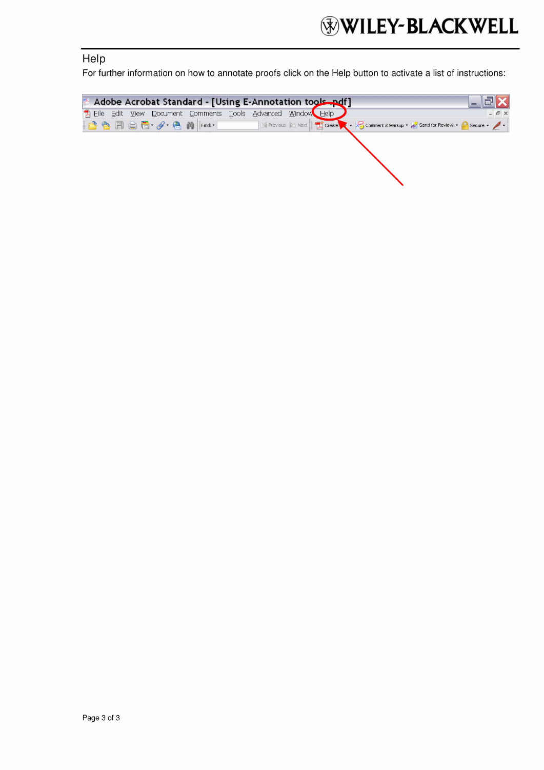## Help

For further information on how to annotate proofs click on the Help button to activate a list of instructions: